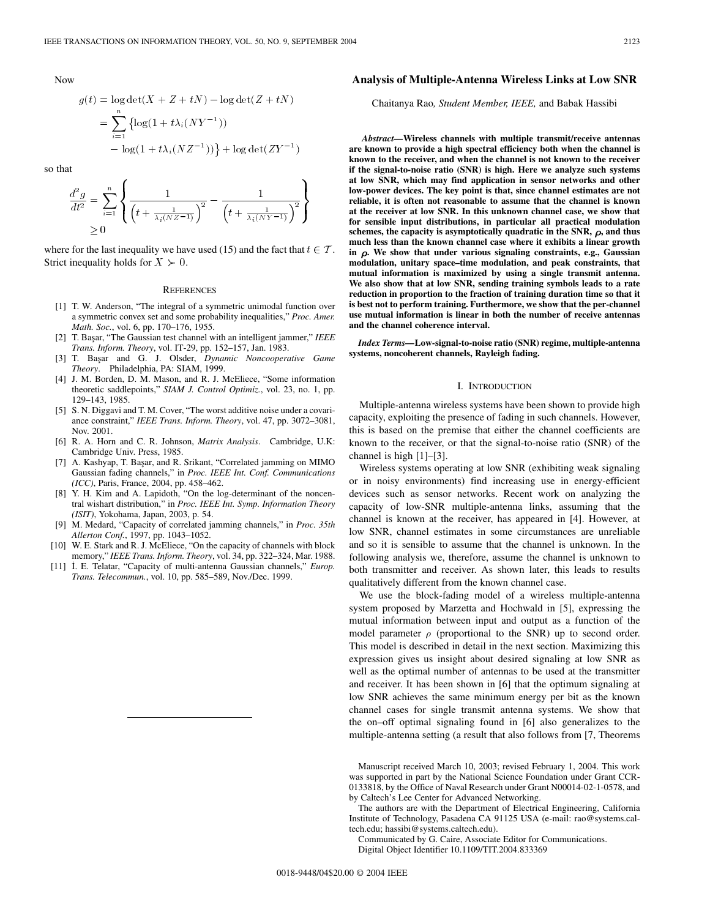Now

$$g(t) = \log\det(X + Z + tN) - \log\det(Z + tN)$$
$$= \sum_{i=1}^{n} \left\{ \log(1 + t\lambda_i(NY^{-1})) - \log(1 + t\lambda_i(NZ^{-1})) \right\} + \log\det(ZY^{-1})$$

so that

$$\frac{d^2 g}{dt^2} = \sum_{i=1}^{n} \left\{ \frac{1}{\left(t + \frac{1}{\lambda_i(NZ^{-1})}\right)^2} - \frac{1}{\left(t + \frac{1}{\lambda_i(NY^{-1})}\right)^2} \right\} \geq 0$$

where for the last inequality we have used (15) and the fact that $t \in \mathcal{T}$. Strict inequality holds for $X \succ 0$.

## REFERENCES

[1] T. W. Anderson, "The integral of a symmetric unimodal function over a symmetric convex set and some probability inequalities," *Proc. Amer. Math. Soc.*, vol. 6, pp. 170–176, 1955.

[2] T. Başar, "The Gaussian test channel with an intelligent jammer," *IEEE Trans. Inform. Theory*, vol. IT-29, pp. 152–157, Jan. 1983.

[3] T. Başar and G. J. Olsder, *Dynamic Noncooperative Game Theory*. Philadelphia, PA: SIAM, 1999.

[4] J. M. Borden, D. M. Mason, and R. J. McEliece, "Some information theoretic saddlepoints," *SIAM J. Control Optimiz.*, vol. 23, no. 1, pp. 129–143, 1985.

[5] S. N. Diggavi and T. M. Cover, "The worst additive noise under a covariance constraint," *IEEE Trans. Inform. Theory*, vol. 47, pp. 3072–3081, Nov. 2001.

[6] R. A. Horn and C. R. Johnson, *Matrix Analysis*. Cambridge, U.K: Cambridge Univ. Press, 1985.

[7] A. Kashyap, T. Başar, and R. Srikant, "Correlated jamming on MIMO Gaussian fading channels," in *Proc. IEEE Int. Conf. Communications (ICC)*, Paris, France, 2004, pp. 458–462.

[8] Y. H. Kim and A. Lapidoth, "On the log-determinant of the noncentral wishart distribution," in *Proc. IEEE Int. Symp. Information Theory (ISIT)*, Yokohama, Japan, 2003, p. 54.

[9] M. Medard, "Capacity of correlated jamming channels," in *Proc. 35th Allerton Conf.*, 1997, pp. 1043–1052.

[10] W. E. Stark and R. J. McEliece, "On the capacity of channels with block memory," *IEEE Trans. Inform. Theory*, vol. 34, pp. 322–324, Mar. 1988.

[11] İ. E. Telatar, "Capacity of multi-antenna Gaussian channels," *Europ. Trans. Telecommun.*, vol. 10, pp. 585–589, Nov./Dec. 1999.

# Analysis of Multiple-Antenna Wireless Links at Low SNR

Chaitanya Rao, *Student Member, IEEE,* and Babak Hassibi

***Abstract*—Wireless channels with multiple transmit/receive antennas are known to provide a high spectral efficiency both when the channel is known to the receiver, and when the channel is not known to the receiver if the signal-to-noise ratio (SNR) is high. Here we analyze such systems at low SNR, which may find application in sensor networks and other low-power devices. The key point is that, since channel estimates are not reliable, it is often not reasonable to assume that the channel is known at the receiver at low SNR. In this unknown channel case, we show that for sensible input distributions, in particular all practical modulation schemes, the capacity is asymptotically quadratic in the SNR, $\rho$, and thus much less than the known channel case where it exhibits a linear growth in $\rho$. We show that under various signaling constraints, e.g., Gaussian modulation, unitary space–time modulation, and peak constraints, that mutual information is maximized by using a single transmit antenna. We also show that at low SNR, sending training symbols leads to a rate reduction in proportion to the fraction of training duration time so that it is best not to perform training. Furthermore, we show that the per-channel use mutual information is linear in both the number of receive antennas and the channel coherence interval.**

***Index Terms*—Low-signal-to-noise ratio (SNR) regime, multiple-antenna systems, noncoherent channels, Rayleigh fading.**

## I. INTRODUCTION

Multiple-antenna wireless systems have been shown to provide high capacity, exploiting the presence of fading in such channels. However, this is based on the premise that either the channel coefficients are known to the receiver, or that the signal-to-noise ratio (SNR) of the channel is high [1]–[3].

Wireless systems operating at low SNR (exhibiting weak signaling or in noisy environments) find increasing use in energy-efficient devices such as sensor networks. Recent work on analyzing the capacity of low-SNR multiple-antenna links, assuming that the channel is known at the receiver, has appeared in [4]. However, at low SNR, channel estimates in some circumstances are unreliable and so it is sensible to assume that the channel is unknown. In the following analysis we, therefore, assume the channel is unknown to both transmitter and receiver. As shown later, this leads to results qualitatively different from the known channel case.

We use the block-fading model of a wireless multiple-antenna system proposed by Marzetta and Hochwald in [5], expressing the mutual information between input and output as a function of the model parameter $\rho$ (proportional to the SNR) up to second order. This model is described in detail in the next section. Maximizing this expression gives us insight about desired signaling at low SNR as well as the optimal number of antennas to be used at the transmitter and receiver. It has been shown in [6] that the optimum signaling at low SNR achieves the same minimum energy per bit as the known channel cases for single transmit antenna systems. We show that the on–off optimal signaling found in [6] also generalizes to the multiple-antenna setting (a result that also follows from [7, Theorems

Manuscript received March 10, 2003; revised February 1, 2004. This work was supported in part by the National Science Foundation under Grant CCR-0133818, by the Office of Naval Research under Grant N00014-02-1-0578, and by Caltech's Lee Center for Advanced Networking.

The authors are with the Department of Electrical Engineering, California Institute of Technology, Pasadena CA 91125 USA (e-mail: rao@systems.caltech.edu; hassibi@systems.caltech.edu).

Communicated by G. Caire, Associate Editor for Communications.

Digital Object Identifier 10.1109/TIT.2004.833369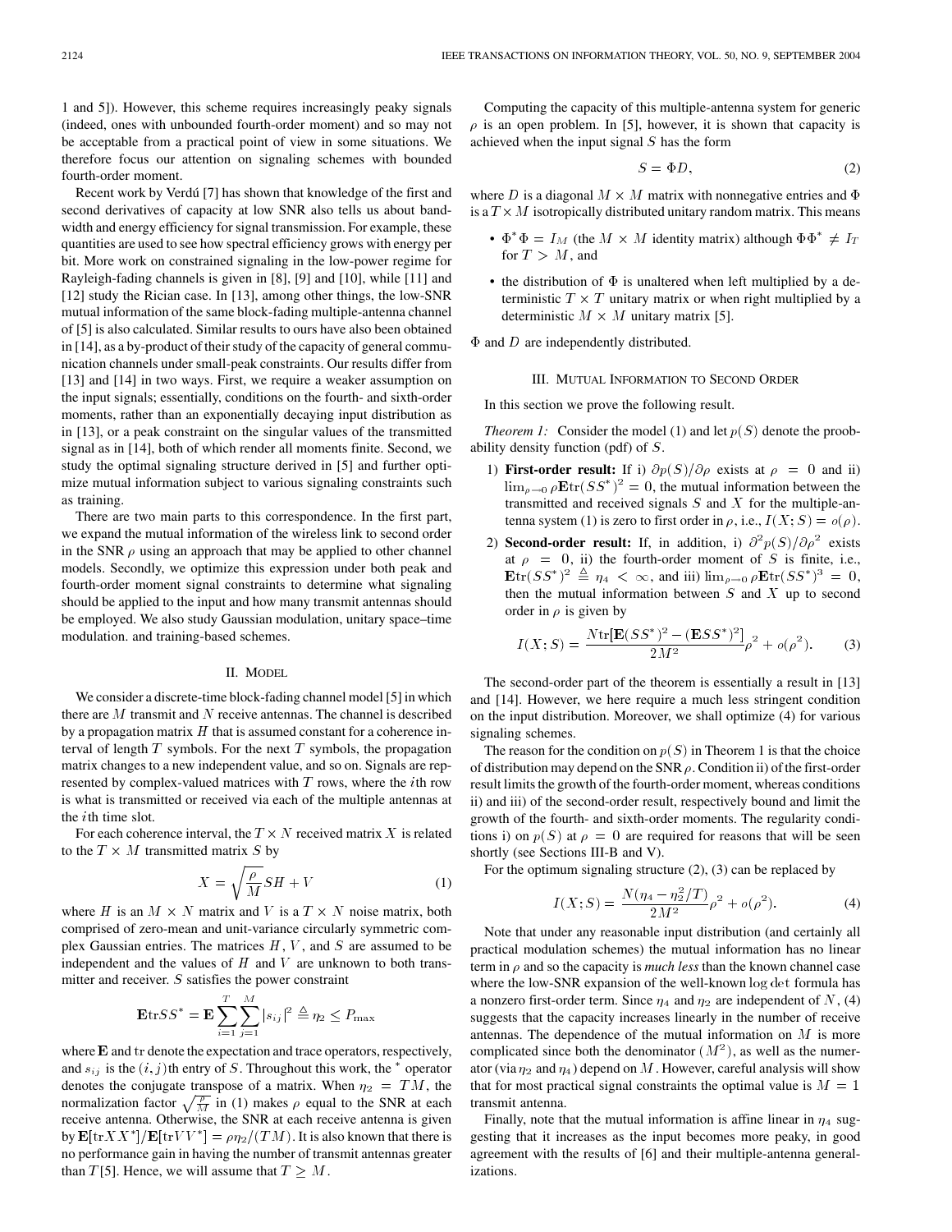1 and 5]). However, this scheme requires increasingly peaky signals (indeed, ones with unbounded fourth-order moment) and so may not be acceptable from a practical point of view in some situations. We therefore focus our attention on signaling schemes with bounded fourth-order moment.

Recent work by Verdú [7] has shown that knowledge of the first and second derivatives of capacity at low SNR also tells us about bandwidth and energy efficiency for signal transmission. For example, these quantities are used to see how spectral efficiency grows with energy per bit. More work on constrained signaling in the low-power regime for Rayleigh-fading channels is given in [8], [9] and [10], while [11] and [12] study the Rician case. In [13], among other things, the low-SNR mutual information of the same block-fading multiple-antenna channel of [5] is also calculated. Similar results to ours have also been obtained in [14], as a by-product of their study of the capacity of general communication channels under small-peak constraints. Our results differ from [13] and [14] in two ways. First, we require a weaker assumption on the input signals; essentially, conditions on the fourth- and sixth-order moments, rather than an exponentially decaying input distribution as in [13], or a peak constraint on the singular values of the transmitted signal as in [14], both of which render all moments finite. Second, we study the optimal signaling structure derived in [5] and further optimize mutual information subject to various signaling constraints such as training.

There are two main parts to this correspondence. In the first part, we expand the mutual information of the wireless link to second order in the SNR $\rho$ using an approach that may be applied to other channel models. Secondly, we optimize this expression under both peak and fourth-order moment signal constraints to determine what signaling should be applied to the input and how many transmit antennas should be employed. We also study Gaussian modulation, unitary space–time modulation. and training-based schemes.

## II. Model

We consider a discrete-time block-fading channel model [5] in which there are $M$ transmit and $N$ receive antennas. The channel is described by a propagation matrix $H$ that is assumed constant for a coherence interval of length $T$ symbols. For the next $T$ symbols, the propagation matrix changes to a new independent value, and so on. Signals are represented by complex-valued matrices with $T$ rows, where the $i$th row is what is transmitted or received via each of the multiple antennas at the $i$th time slot.

For each coherence interval, the $T \times N$ received matrix $X$ is related to the $T \times M$ transmitted matrix $S$ by

$$X = \sqrt{\frac{\rho}{M}} SH + V \tag{1}$$

where $H$ is an $M \times N$ matrix and $V$ is a $T \times N$ noise matrix, both comprised of zero-mean and unit-variance circularly symmetric complex Gaussian entries. The matrices $H$, $V$, and $S$ are assumed to be independent and the values of $H$ and $V$ are unknown to both transmitter and receiver. $S$ satisfies the power constraint

$$\mathbf{E}\mathrm{tr}SS^* = \mathbf{E}\sum_{i=1}^{T}\sum_{j=1}^{M}|s_{ij}|^2 \triangleq \eta_2 \leq P_{\max}$$

where $\mathbf{E}$ and $\mathrm{tr}$ denote the expectation and trace operators, respectively, and $s_{ij}$ is the $(i,j)$th entry of $S$. Throughout this work, the $^*$ operator denotes the conjugate transpose of a matrix. When $\eta_2 = TM$, the normalization factor $\sqrt{\frac{\rho}{M}}$ in (1) makes $\rho$ equal to the SNR at each receive antenna. Otherwise, the SNR at each receive antenna is given by $\mathbf{E}[\mathrm{tr}XX^*]/\mathbf{E}[\mathrm{tr}VV^*] = \rho\eta_2/(TM)$. It is also known that there is no performance gain in having the number of transmit antennas greater than $T$ [5]. Hence, we will assume that $T \geq M$.

Computing the capacity of this multiple-antenna system for generic $\rho$ is an open problem. In [5], however, it is shown that capacity is achieved when the input signal $S$ has the form

$$S = \Phi D, \tag{2}$$

where $D$ is a diagonal $M \times M$ matrix with nonnegative entries and $\Phi$ is a $T \times M$ isotropically distributed unitary random matrix. This means

- $\Phi^*\Phi = I_M$ (the $M \times M$ identity matrix) although $\Phi\Phi^* \neq I_T$ for $T > M$, and
- the distribution of $\Phi$ is unaltered when left multiplied by a deterministic $T \times T$ unitary matrix or when right multiplied by a deterministic $M \times M$ unitary matrix [5].

$\Phi$ and $D$ are independently distributed.

## III. Mutual Information to Second Order

In this section we prove the following result.

*Theorem 1:* Consider the model (1) and let $p(S)$ denote the probability density function (pdf) of $S$.

1) **First-order result:** If i) $\partial p(S)/\partial\rho$ exists at $\rho = 0$ and ii) $\lim_{\rho\to 0}\rho\mathbf{E}\mathrm{tr}(SS^*)^2 = 0$, the mutual information between the transmitted and received signals $S$ and $X$ for the multiple-antenna system (1) is zero to first order in $\rho$, i.e., $I(X;S) = o(\rho)$.

2) **Second-order result:** If, in addition, i) $\partial^2 p(S)/\partial\rho^2$ exists at $\rho = 0$, ii) the fourth-order moment of $S$ is finite, i.e., $\mathbf{E}\mathrm{tr}(SS^*)^2 \triangleq \eta_4 < \infty$, and iii) $\lim_{\rho\to 0}\rho\mathbf{E}\mathrm{tr}(SS^*)^3 = 0$, then the mutual information between $S$ and $X$ up to second order in $\rho$ is given by

$$I(X;S) = \frac{N\mathrm{tr}[\mathbf{E}(SS^*)^2 - (\mathbf{E}SS^*)^2]}{2M^2}\rho^2 + o(\rho^2). \tag{3}$$

The second-order part of the theorem is essentially a result in [13] and [14]. However, we here require a much less stringent condition on the input distribution. Moreover, we shall optimize (4) for various signaling schemes.

The reason for the condition on $p(S)$ in Theorem 1 is that the choice of distribution may depend on the SNR $\rho$. Condition ii) of the first-order result limits the growth of the fourth-order moment, whereas conditions ii) and iii) of the second-order result, respectively bound and limit the growth of the fourth- and sixth-order moments. The regularity conditions i) on $p(S)$ at $\rho = 0$ are required for reasons that will be seen shortly (see Sections III-B and V).

For the optimum signaling structure (2), (3) can be replaced by

$$I(X;S) = \frac{N(\eta_4 - \eta_2^2/T)}{2M^2}\rho^2 + o(\rho^2). \tag{4}$$

Note that under any reasonable input distribution (and certainly all practical modulation schemes) the mutual information has no linear term in $\rho$ and so the capacity is *much less* than the known channel case where the low-SNR expansion of the well-known $\log\det$ formula has a nonzero first-order term. Since $\eta_4$ and $\eta_2$ are independent of $N$, (4) suggests that the capacity increases linearly in the number of receive antennas. The dependence of the mutual information on $M$ is more complicated since both the denominator ($M^2$), as well as the numerator (via $\eta_2$ and $\eta_4$) depend on $M$. However, careful analysis will show that for most practical signal constraints the optimal value is $M = 1$ transmit antenna.

Finally, note that the mutual information is affine linear in $\eta_4$ suggesting that it increases as the input becomes more peaky, in good agreement with the results of [6] and their multiple-antenna generalizations.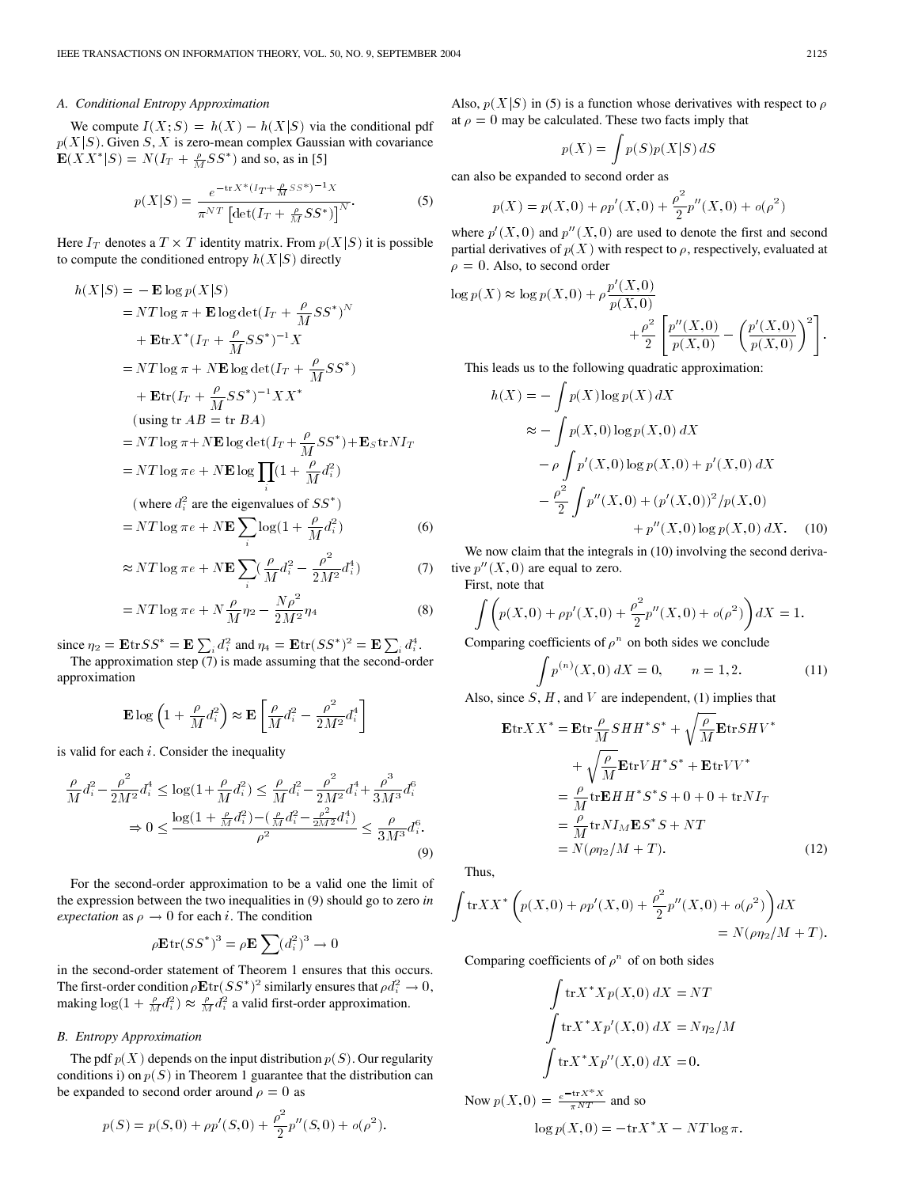### A. Conditional Entropy Approximation

We compute $I(X;S) = h(X) - h(X|S)$ via the conditional pdf $p(X|S)$. Given $S$, $X$ is zero-mean complex Gaussian with covariance $\mathbf{E}(XX^*|S) = N(I_T + \frac{\rho}{M}SS^*)$ and so, as in [5]

$$p(X|S) = \frac{e^{-\mathrm{tr}X^*(I_T + \frac{\rho}{M}SS^*)^{-1}X}}{\pi^{NT}\left[\det(I_T + \frac{\rho}{M}SS^*)\right]^N}. \tag{5}$$

Here $I_T$ denotes a $T \times T$ identity matrix. From $p(X|S)$ it is possible to compute the conditioned entropy $h(X|S)$ directly

$$\begin{aligned}
h(X|S) &= -\mathbf{E}\log p(X|S) \\
&= NT\log\pi + \mathbf{E}\log\det(I_T + \frac{\rho}{M}SS^*)^N \\
&\quad + \mathbf{E}\mathrm{tr}X^*(I_T + \frac{\rho}{M}SS^*)^{-1}X \\
&= NT\log\pi + N\mathbf{E}\log\det(I_T + \frac{\rho}{M}SS^*) \\
&\quad + \mathbf{E}\mathrm{tr}(I_T + \frac{\rho}{M}SS^*)^{-1}XX^* \\
&\quad (\text{using } \mathrm{tr}\,AB = \mathrm{tr}\,BA) \\
&= NT\log\pi + N\mathbf{E}\log\det(I_T + \frac{\rho}{M}SS^*) + \mathbf{E}_S\mathrm{tr}NI_T \\
&= NT\log\pi e + N\mathbf{E}\log\prod_i(1 + \frac{\rho}{M}d_i^2) \\
&\quad (\text{where } d_i^2 \text{ are the eigenvalues of } SS^*) \\
&= NT\log\pi e + N\mathbf{E}\sum_i\log(1 + \frac{\rho}{M}d_i^2) \qquad (6)\\
&\approx NT\log\pi e + N\mathbf{E}\sum_i(\frac{\rho}{M}d_i^2 - \frac{\rho^2}{2M^2}d_i^4) \qquad (7)\\
&= NT\log\pi e + N\frac{\rho}{M}\eta_2 - \frac{N\rho^2}{2M^2}\eta_4 \qquad (8)
\end{aligned}$$

since $\eta_2 = \mathbf{E}\mathrm{tr}SS^* = \mathbf{E}\sum_i d_i^2$ and $\eta_4 = \mathbf{E}\mathrm{tr}(SS^*)^2 = \mathbf{E}\sum_i d_i^4$.

The approximation step (7) is made assuming that the second-order approximation

$$\mathbf{E}\log\left(1 + \frac{\rho}{M}d_i^2\right) \approx \mathbf{E}\left[\frac{\rho}{M}d_i^2 - \frac{\rho^2}{2M^2}d_i^4\right]$$

is valid for each $i$. Consider the inequality

$$\begin{aligned}
&\frac{\rho}{M}d_i^2 - \frac{\rho^2}{2M^2}d_i^4 \le \log(1 + \frac{\rho}{M}d_i^2) \le \frac{\rho}{M}d_i^2 - \frac{\rho^2}{2M^2}d_i^4 + \frac{\rho^3}{3M^3}d_i^6 \\
&\Rightarrow 0 \le \frac{\log(1 + \frac{\rho}{M}d_i^2) - (\frac{\rho}{M}d_i^2 - \frac{\rho^2}{2M^2}d_i^4)}{\rho^2} \le \frac{\rho}{3M^3}d_i^6.
\end{aligned} \tag{9}$$

For the second-order approximation to be a valid one the limit of the expression between the two inequalities in (9) should go to zero *in expectation* as $\rho \to 0$ for each $i$. The condition

$$\rho\mathbf{E}\mathrm{tr}(SS^*)^3 = \rho\mathbf{E}\sum(d_i^2)^3 \to 0$$

in the second-order statement of Theorem 1 ensures that this occurs. The first-order condition $\rho\mathbf{E}\mathrm{tr}(SS^*)^2$ similarly ensures that $\rho d_i^2 \to 0$, making $\log(1 + \frac{\rho}{M}d_i^2) \approx \frac{\rho}{M}d_i^2$ a valid first-order approximation.

### B. Entropy Approximation

The pdf $p(X)$ depends on the input distribution $p(S)$. Our regularity conditions i) on $p(S)$ in Theorem 1 guarantee that the distribution can be expanded to second order around $\rho = 0$ as

$$p(S) = p(S,0) + \rho p'(S,0) + \frac{\rho^2}{2}p''(S,0) + o(\rho^2).$$

Also, $p(X|S)$ in (5) is a function whose derivatives with respect to $\rho$ at $\rho = 0$ may be calculated. These two facts imply that

$$p(X) = \int p(S)p(X|S)\,dS$$

can also be expanded to second order as

$$p(X) = p(X,0) + \rho p'(X,0) + \frac{\rho^2}{2}p''(X,0) + o(\rho^2)$$

where $p'(X,0)$ and $p''(X,0)$ are used to denote the first and second partial derivatives of $p(X)$ with respect to $\rho$, respectively, evaluated at $\rho = 0$. Also, to second order

$$\log p(X) \approx \log p(X,0) + \rho\frac{p'(X,0)}{p(X,0)} + \frac{\rho^2}{2}\left[\frac{p''(X,0)}{p(X,0)} - \left(\frac{p'(X,0)}{p(X,0)}\right)^2\right].$$

This leads us to the following quadratic approximation:

$$\begin{aligned}
h(X) &= -\int p(X)\log p(X)\,dX \\
&\approx -\int p(X,0)\log p(X,0)\,dX \\
&\quad - \rho\int p'(X,0)\log p(X,0) + p'(X,0)\,dX \\
&\quad - \frac{\rho^2}{2}\int p''(X,0) + (p'(X,0))^2/p(X,0) \\
&\qquad + p''(X,0)\log p(X,0)\,dX.
\end{aligned} \tag{10}$$

We now claim that the integrals in (10) involving the second derivative $p''(X,0)$ are equal to zero.

First, note that

$$\int\left(p(X,0) + \rho p'(X,0) + \frac{\rho^2}{2}p''(X,0) + o(\rho^2)\right)dX = 1.$$

Comparing coefficients of $\rho^n$ on both sides we conclude

$$\int p^{(n)}(X,0)\,dX = 0, \qquad n = 1, 2. \tag{11}$$

Also, since $S$, $H$, and $V$ are independent, (1) implies that

$$\begin{aligned}
\mathbf{E}\mathrm{tr}XX^* &= \mathbf{E}\mathrm{tr}\frac{\rho}{M}SHH^*S^* + \sqrt{\frac{\rho}{M}}\mathbf{E}\mathrm{tr}SHV^* \\
&\quad + \sqrt{\frac{\rho}{M}}\mathbf{E}\mathrm{tr}VH^*S^* + \mathbf{E}\mathrm{tr}VV^* \\
&= \frac{\rho}{M}\mathrm{tr}\mathbf{E}HH^*S^*S + 0 + 0 + \mathrm{tr}NI_T \\
&= \frac{\rho}{M}\mathrm{tr}NI_M\mathbf{E}S^*S + NT \\
&= N(\rho\eta_2/M + T).
\end{aligned} \tag{12}$$

Thus,

$$\int \mathrm{tr}XX^*\left(p(X,0) + \rho p'(X,0) + \frac{\rho^2}{2}p''(X,0) + o(\rho^2)\right)dX = N(\rho\eta_2/M + T).$$

Comparing coefficients of $\rho^n$ of on both sides

$$\begin{aligned}
\int \mathrm{tr}X^*X p(X,0)\,dX &= NT \\
\int \mathrm{tr}X^*X p'(X,0)\,dX &= N\eta_2/M \\
\int \mathrm{tr}X^*X p''(X,0)\,dX &= 0.
\end{aligned}$$

Now $p(X,0) = \frac{e^{-\mathrm{tr}X^*X}}{\pi^{NT}}$ and so

$$\log p(X,0) = -\mathrm{tr}X^*X - NT\log\pi.$$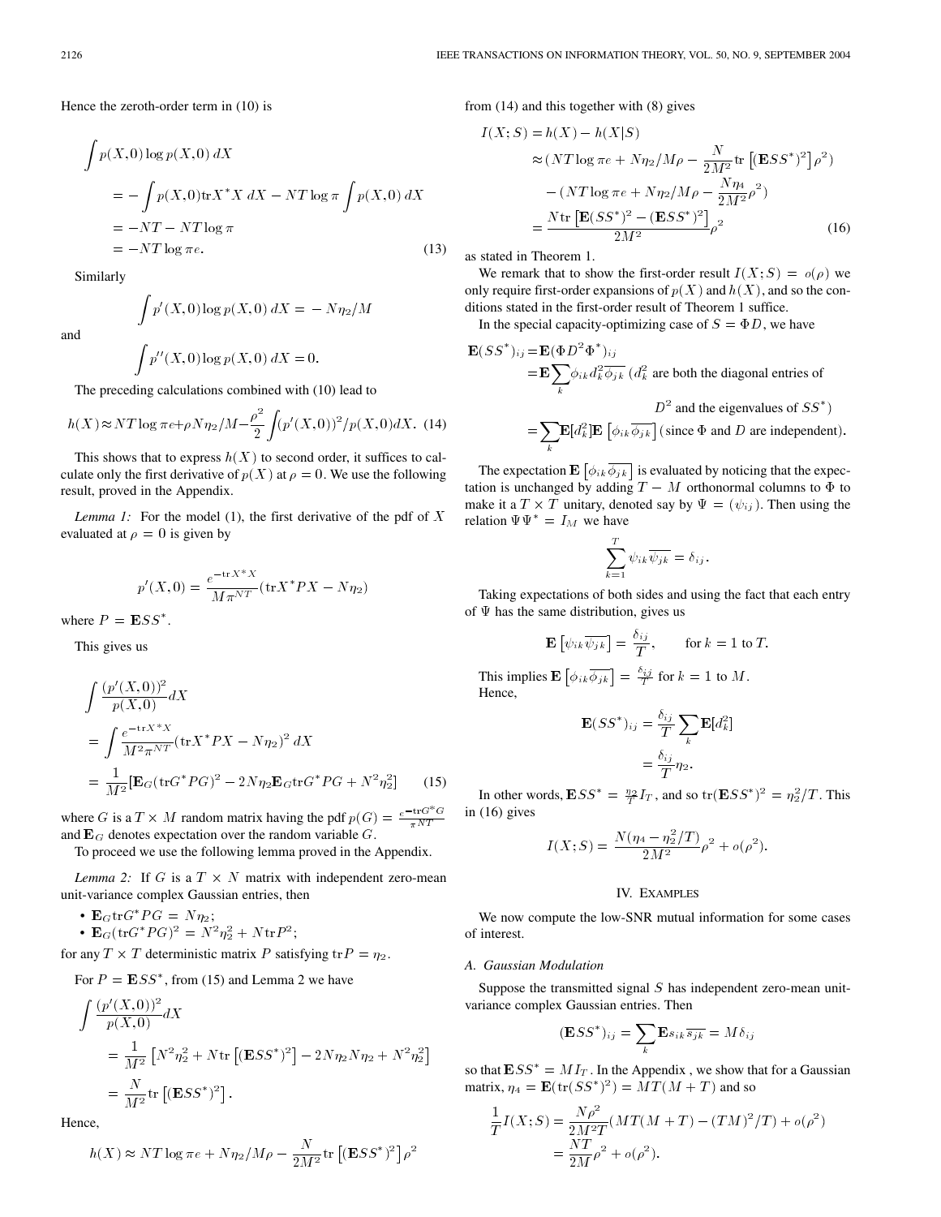Hence the zeroth-order term in (10) is

$$\begin{aligned}
&\int p(X,0)\log p(X,0)\,dX \\
&= -\int p(X,0)\mathrm{tr}X^*X\,dX - NT\log\pi\int p(X,0)\,dX \\
&= -NT - NT\log\pi \\
&= -NT\log\pi e. \qquad (13)
\end{aligned}$$

Similarly

$$\int p'(X,0)\log p(X,0)\,dX = -N\eta_2/M$$

and

$$\int p''(X,0)\log p(X,0)\,dX = 0.$$

The preceding calculations combined with (10) lead to

$$h(X) \approx NT\log\pi e + \rho N\eta_2/M - \frac{\rho^2}{2}\int (p'(X,0))^2/p(X,0)dX. \quad (14)$$

This shows that to express $h(X)$ to second order, it suffices to calculate only the first derivative of $p(X)$ at $\rho = 0$. We use the following result, proved in the Appendix.

*Lemma 1:* For the model (1), the first derivative of the pdf of $X$ evaluated at $\rho = 0$ is given by

$$p'(X,0) = \frac{e^{-\mathrm{tr}X^*X}}{M\pi^{NT}}(\mathrm{tr}X^*PX - N\eta_2)$$

where $P = \mathbf{E}SS^*$.

This gives us

$$\begin{aligned}
&\int \frac{(p'(X,0))^2}{p(X,0)}dX \\
&= \int \frac{e^{-\mathrm{tr}X^*X}}{M^2\pi^{NT}}(\mathrm{tr}X^*PX - N\eta_2)^2\,dX \\
&= \frac{1}{M^2}[\mathbf{E}_G(\mathrm{tr}G^*PG)^2 - 2N\eta_2\mathbf{E}_G\mathrm{tr}G^*PG + N^2\eta_2^2] \qquad (15)
\end{aligned}$$

where $G$ is a $T\times M$ random matrix having the pdf $p(G) = \frac{e^{-\mathrm{tr}G^*G}}{\pi^{NT}}$ and $\mathbf{E}_G$ denotes expectation over the random variable $G$.

To proceed we use the following lemma proved in the Appendix.

*Lemma 2:* If $G$ is a $T\times N$ matrix with independent zero-mean unit-variance complex Gaussian entries, then

- $\mathbf{E}_G\mathrm{tr}G^*PG = N\eta_2$;
- $\mathbf{E}_G(\mathrm{tr}G^*PG)^2 = N^2\eta_2^2 + N\mathrm{tr}P^2$;

for any $T\times T$ deterministic matrix $P$ satisfying $\mathrm{tr}P = \eta_2$.

For $P = \mathbf{E}SS^*$, from (15) and Lemma 2 we have

$$\begin{aligned}
&\int \frac{(p'(X,0))^2}{p(X,0)}dX \\
&= \frac{1}{M^2}\left[N^2\eta_2^2 + N\mathrm{tr}\left[(\mathbf{E}SS^*)^2\right] - 2N\eta_2 N\eta_2 + N^2\eta_2^2\right] \\
&= \frac{N}{M^2}\mathrm{tr}\left[(\mathbf{E}SS^*)^2\right].
\end{aligned}$$

Hence,

$$h(X) \approx NT\log\pi e + N\eta_2/M\rho - \frac{N}{2M^2}\mathrm{tr}\left[(\mathbf{E}SS^*)^2\right]\rho^2$$

from (14) and this together with (8) gives

$$\begin{aligned}
I(X;S) &= h(X) - h(X|S) \\
&\approx (NT\log\pi e + N\eta_2/M\rho - \frac{N}{2M^2}\mathrm{tr}\left[(\mathbf{E}SS^*)^2\right]\rho^2) \\
&\quad - (NT\log\pi e + N\eta_2/M\rho - \frac{N\eta_4}{2M^2}\rho^2) \\
&= \frac{N\mathrm{tr}\left[\mathbf{E}(SS^*)^2 - (\mathbf{E}SS^*)^2\right]}{2M^2}\rho^2 \qquad (16)
\end{aligned}$$

as stated in Theorem 1.

We remark that to show the first-order result $I(X;S) = o(\rho)$ we only require first-order expansions of $p(X)$ and $h(X)$, and so the conditions stated in the first-order result of Theorem 1 suffice.

In the special capacity-optimizing case of $S = \Phi D$, we have

$$\begin{aligned}
\mathbf{E}(SS^*)_{ij} &= \mathbf{E}(\Phi D^2\Phi^*)_{ij} \\
&= \mathbf{E}\sum_k \phi_{ik}d_k^2\overline{\phi_{jk}}\ (d_k^2 \text{ are both the diagonal entries of } D^2 \text{ and the eigenvalues of } SS^*) \\
&= \sum_k \mathbf{E}[d_k^2]\mathbf{E}\left[\phi_{ik}\overline{\phi_{jk}}\right] (\text{since } \Phi \text{ and } D \text{ are independent}).
\end{aligned}$$

The expectation $\mathbf{E}\left[\phi_{ik}\overline{\phi_{jk}}\right]$ is evaluated by noticing that the expectation is unchanged by adding $T-M$ orthonormal columns to $\Phi$ to make it a $T\times T$ unitary, denoted say by $\Psi = (\psi_{ij})$. Then using the relation $\Psi\Psi^* = I_M$ we have

$$\sum_{k=1}^{T}\psi_{ik}\overline{\psi_{jk}} = \delta_{ij}.$$

Taking expectations of both sides and using the fact that each entry of $\Psi$ has the same distribution, gives us

$$\mathbf{E}\left[\psi_{ik}\overline{\psi_{jk}}\right] = \frac{\delta_{ij}}{T}, \qquad \text{for } k = 1 \text{ to } T.$$

This implies $\mathbf{E}\left[\phi_{ik}\overline{\phi_{jk}}\right] = \frac{\delta_{ij}}{T}$ for $k = 1$ to $M$.

Hence,

$$\begin{aligned}
\mathbf{E}(SS^*)_{ij} &= \frac{\delta_{ij}}{T}\sum_k \mathbf{E}[d_k^2] \\
&= \frac{\delta_{ij}}{T}\eta_2.
\end{aligned}$$

In other words, $\mathbf{E}SS^* = \frac{\eta_2}{T}I_T$, and so $\mathrm{tr}(\mathbf{E}SS^*)^2 = \eta_2^2/T$. This in (16) gives

$$I(X;S) = \frac{N(\eta_4 - \eta_2^2/T)}{2M^2}\rho^2 + o(\rho^2).$$

## IV. Examples

We now compute the low-SNR mutual information for some cases of interest.

### A. Gaussian Modulation

Suppose the transmitted signal $S$ has independent zero-mean unit-variance complex Gaussian entries. Then

$$(\mathbf{E}SS^*)_{ij} = \sum_k \mathbf{E}s_{ik}\overline{s_{jk}} = M\delta_{ij}$$

so that $\mathbf{E}SS^* = MI_T$. In the Appendix, we show that for a Gaussian matrix, $\eta_4 = \mathbf{E}(\mathrm{tr}(SS^*)^2) = MT(M+T)$ and so

$$\begin{aligned}
\frac{1}{T}I(X;S) &= \frac{N\rho^2}{2M^2T}(MT(M+T) - (TM)^2/T) + o(\rho^2) \\
&= \frac{NT}{2M}\rho^2 + o(\rho^2).
\end{aligned}$$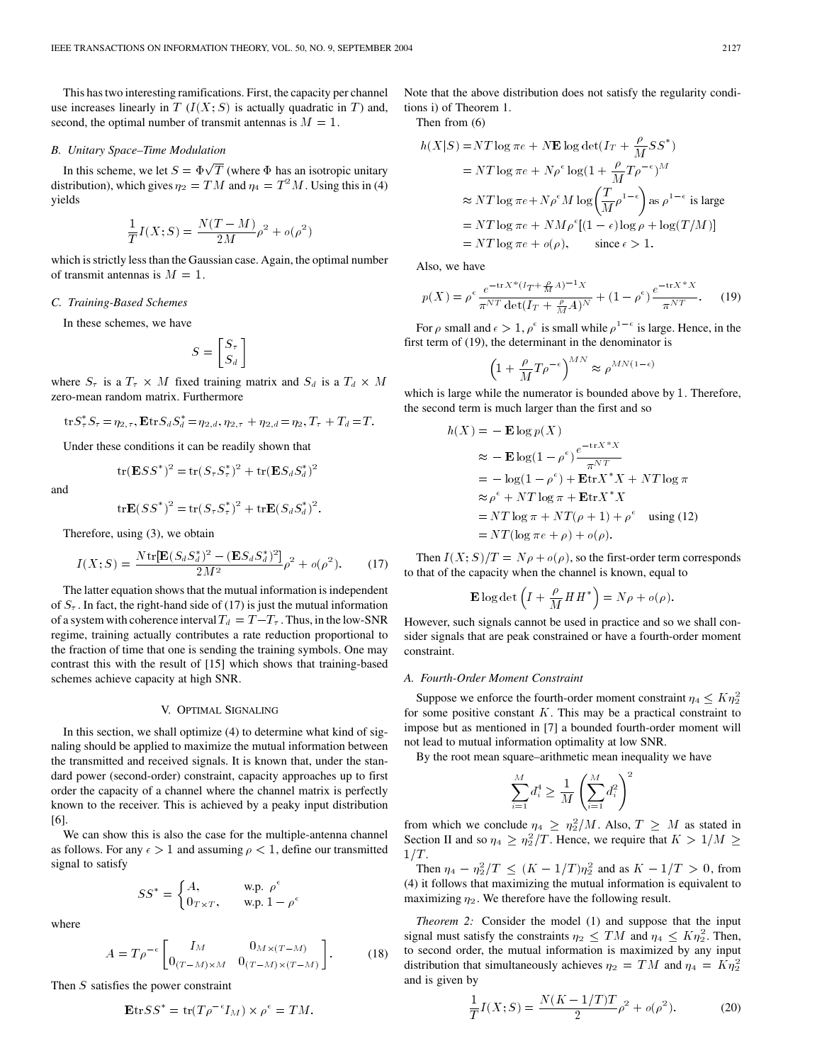This has two interesting ramifications. First, the capacity per channel use increases linearly in $T$ ($I(X;S)$ is actually quadratic in $T$) and, second, the optimal number of transmit antennas is $M = 1$.

### B. Unitary Space–Time Modulation

In this scheme, we let $S = \Phi\sqrt{T}$ (where $\Phi$ has an isotropic unitary distribution), which gives $\eta_2 = TM$ and $\eta_4 = T^2 M$. Using this in (4) yields

$$\frac{1}{T} I(X;S) = \frac{N(T-M)}{2M}\rho^2 + o(\rho^2)$$

which is strictly less than the Gaussian case. Again, the optimal number of transmit antennas is $M = 1$.

### C. Training-Based Schemes

In these schemes, we have

$$S = \begin{bmatrix} S_\tau \\ S_d \end{bmatrix}$$

where $S_\tau$ is a $T_\tau \times M$ fixed training matrix and $S_d$ is a $T_d \times M$ zero-mean random matrix. Furthermore

$$\mathrm{tr}\, S_\tau^* S_\tau = \eta_{2,\tau}, \mathbf{E}\mathrm{tr}\, S_d S_d^* = \eta_{2,d}, \eta_{2,\tau} + \eta_{2,d} = \eta_2, T_\tau + T_d = T.$$

Under these conditions it can be readily shown that

$$\mathrm{tr}(\mathbf{E}SS^*)^2 = \mathrm{tr}(S_\tau S_\tau^*)^2 + \mathrm{tr}(\mathbf{E}S_d S_d^*)^2$$

and

$$\mathrm{tr}\mathbf{E}(SS^*)^2 = \mathrm{tr}(S_\tau S_\tau^*)^2 + \mathrm{tr}\mathbf{E}(S_d S_d^*)^2.$$

Therefore, using (3), we obtain

$$I(X;S) = \frac{N\,\mathrm{tr}[\mathbf{E}(S_d S_d^*)^2 - (\mathbf{E}S_d S_d^*)^2]}{2M^2}\rho^2 + o(\rho^2). \tag{17}$$

The latter equation shows that the mutual information is independent of $S_\tau$. In fact, the right-hand side of (17) is just the mutual information of a system with coherence interval $T_d = T - T_\tau$. Thus, in the low-SNR regime, training actually contributes a rate reduction proportional to the fraction of time that one is sending the training symbols. One may contrast this with the result of [15] which shows that training-based schemes achieve capacity at high SNR.

## V. Optimal Signaling

In this section, we shall optimize (4) to determine what kind of signaling should be applied to maximize the mutual information between the transmitted and received signals. It is known that, under the standard power (second-order) constraint, capacity approaches up to first order the capacity of a channel where the channel matrix is perfectly known to the receiver. This is achieved by a peaky input distribution [6].

We can show this is also the case for the multiple-antenna channel as follows. For any $\epsilon > 1$ and assuming $\rho < 1$, define our transmitted signal to satisfy

$$SS^* = \begin{cases} A, & \text{w.p. } \rho^\epsilon \\ 0_{T\times T}, & \text{w.p. } 1 - \rho^\epsilon \end{cases}$$

where

$$A = T\rho^{-\epsilon}\begin{bmatrix} I_M & 0_{M\times(T-M)} \\ 0_{(T-M)\times M} & 0_{(T-M)\times(T-M)} \end{bmatrix}. \tag{18}$$

Then $S$ satisfies the power constraint

$$\mathbf{E}\mathrm{tr}\, SS^* = \mathrm{tr}(T\rho^{-\epsilon} I_M) \times \rho^\epsilon = TM.$$

Note that the above distribution does not satisfy the regularity conditions i) of Theorem 1.

Then from (6)

$$\begin{aligned} h(X|S) &= NT\log \pi e + N\mathbf{E}\log\det\left(I_T + \frac{\rho}{M}SS^*\right) \\ &= NT\log\pi e + N\rho^\epsilon \log\left(1 + \frac{\rho}{M}T\rho^{-\epsilon}\right)^M \\ &\approx NT\log\pi e + N\rho^\epsilon M\log\left(\frac{T}{M}\rho^{1-\epsilon}\right) \text{ as } \rho^{1-\epsilon} \text{ is large} \\ &= NT\log\pi e + NM\rho^\epsilon[(1-\epsilon)\log\rho + \log(T/M)] \\ &= NT\log\pi e + o(\rho), \qquad \text{since } \epsilon > 1. \end{aligned}$$

Also, we have

$$p(X) = \rho^\epsilon \frac{e^{-\mathrm{tr}X^*(I_T + \frac{\rho}{M}A)^{-1}X}}{\pi^{NT}\det(I_T + \frac{\rho}{M}A)^N} + (1-\rho^\epsilon)\frac{e^{-\mathrm{tr}X^*X}}{\pi^{NT}}. \tag{19}$$

For $\rho$ small and $\epsilon > 1$, $\rho^\epsilon$ is small while $\rho^{1-\epsilon}$ is large. Hence, in the first term of (19), the determinant in the denominator is

$$\left(1 + \frac{\rho}{M}T\rho^{-\epsilon}\right)^{MN} \approx \rho^{MN(1-\epsilon)}$$

which is large while the numerator is bounded above by 1. Therefore, the second term is much larger than the first and so

$$\begin{aligned} h(X) &= -\mathbf{E}\log p(X) \\ &\approx -\mathbf{E}\log(1-\rho^\epsilon)\frac{e^{-\mathrm{tr}X^*X}}{\pi^{NT}} \\ &= -\log(1-\rho^\epsilon) + \mathbf{E}\mathrm{tr}X^*X + NT\log\pi \\ &\approx \rho^\epsilon + NT\log\pi + \mathbf{E}\mathrm{tr}X^*X \\ &= NT\log\pi + NT(\rho+1) + \rho^\epsilon \quad \text{using (12)} \\ &= NT(\log\pi e + \rho) + o(\rho). \end{aligned}$$

Then $I(X;S)/T = N\rho + o(\rho)$, so the first-order term corresponds to that of the capacity when the channel is known, equal to

$$\mathbf{E}\log\det\left(I + \frac{\rho}{M}HH^*\right) = N\rho + o(\rho).$$

However, such signals cannot be used in practice and so we shall consider signals that are peak constrained or have a fourth-order moment constraint.

### A. Fourth-Order Moment Constraint

Suppose we enforce the fourth-order moment constraint $\eta_4 \le K\eta_2^2$ for some positive constant $K$. This may be a practical constraint to impose but as mentioned in [7] a bounded fourth-order moment will not lead to mutual information optimality at low SNR.

By the root mean square–arithmetic mean inequality we have

$$\sum_{i=1}^M d_i^4 \ge \frac{1}{M}\left(\sum_{i=1}^M d_i^2\right)^2$$

from which we conclude $\eta_4 \ge \eta_2^2/M$. Also, $T \ge M$ as stated in Section II and so $\eta_4 \ge \eta_2^2/T$. Hence, we require that $K > 1/M \ge 1/T$.

Then $\eta_4 - \eta_2^2/T \le (K - 1/T)\eta_2^2$ and as $K - 1/T > 0$, from (4) it follows that maximizing the mutual information is equivalent to maximizing $\eta_2$. We therefore have the following result.

*Theorem 2:* Consider the model (1) and suppose that the input signal must satisfy the constraints $\eta_2 \le TM$ and $\eta_4 \le K\eta_2^2$. Then, to second order, the mutual information is maximized by any input distribution that simultaneously achieves $\eta_2 = TM$ and $\eta_4 = K\eta_2^2$ and is given by

$$\frac{1}{T}I(X;S) = \frac{N(K - 1/T)T}{2}\rho^2 + o(\rho^2). \tag{20}$$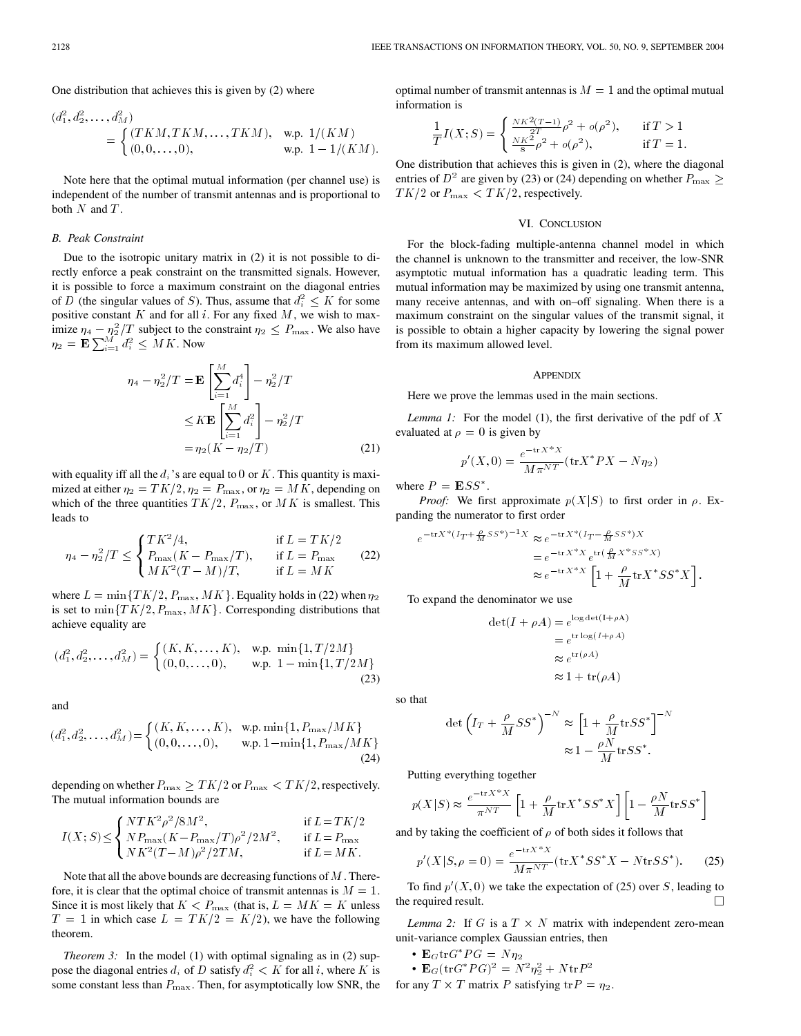One distribution that achieves this is given by (2) where

$$
(d_1^2, d_2^2, \ldots, d_M^2) = \begin{cases} (TKM, TKM, \ldots, TKM), & \text{w.p. } 1/(KM) \\ (0, 0, \ldots, 0), & \text{w.p. } 1 - 1/(KM). \end{cases}
$$

Note here that the optimal mutual information (per channel use) is independent of the number of transmit antennas and is proportional to both $N$ and $T$.

### B. Peak Constraint

Due to the isotropic unitary matrix in (2) it is not possible to directly enforce a peak constraint on the transmitted signals. However, it is possible to force a maximum constraint on the diagonal entries of $D$ (the singular values of $S$). Thus, assume that $d_i^2 \le K$ for some positive constant $K$ and for all $i$. For any fixed $M$, we wish to maximize $\eta_4 - \eta_2^2/T$ subject to the constraint $\eta_2 \le P_{\max}$. We also have $\eta_2 = \mathbf{E}\sum_{i=1}^{M} d_i^2 \le MK$. Now

$$
\begin{aligned}
\eta_4 - \eta_2^2/T &= \mathbf{E}\left[\sum_{i=1}^{M} d_i^4\right] - \eta_2^2/T \\
&\le K\mathbf{E}\left[\sum_{i=1}^{M} d_i^2\right] - \eta_2^2/T \\
&= \eta_2(K - \eta_2/T)
\end{aligned} \tag{21}
$$

with equality iff all the $d_i$'s are equal to 0 or $K$. This quantity is maximized at either $\eta_2 = TK/2, \eta_2 = P_{\max}$, or $\eta_2 = MK$, depending on which of the three quantities $TK/2$, $P_{\max}$, or $MK$ is smallest. This leads to

$$
\eta_4 - \eta_2^2/T \le \begin{cases} TK^2/4, & \text{if } L = TK/2 \\ P_{\max}(K - P_{\max}/T), & \text{if } L = P_{\max} \\ MK^2(T - M)/T, & \text{if } L = MK \end{cases} \tag{22}
$$

where $L = \min\{TK/2, P_{\max}, MK\}$. Equality holds in (22) when $\eta_2$ is set to $\min\{TK/2, P_{\max}, MK\}$. Corresponding distributions that achieve equality are

$$
(d_1^2, d_2^2, \ldots, d_M^2) = \begin{cases} (K, K, \ldots, K), & \text{w.p. } \min\{1, T/2M\} \\ (0, 0, \ldots, 0), & \text{w.p. } 1 - \min\{1, T/2M\} \end{cases} \tag{23}
$$

and

$$
(d_1^2, d_2^2, \ldots, d_M^2) = \begin{cases} (K, K, \ldots, K), & \text{w.p.} \min\{1, P_{\max}/MK\} \\ (0, 0, \ldots, 0), & \text{w.p.} 1 - \min\{1, P_{\max}/MK\} \end{cases} \tag{24}
$$

depending on whether $P_{\max} \ge TK/2$ or $P_{\max} < TK/2$, respectively. The mutual information bounds are

$$
I(X; S) \le \begin{cases} NTK^2\rho^2/8M^2, & \text{if } L = TK/2 \\ NP_{\max}(K - P_{\max}/T)\rho^2/2M^2, & \text{if } L = P_{\max} \\ NK^2(T - M)\rho^2/2TM, & \text{if } L = MK. \end{cases}
$$

Note that all the above bounds are decreasing functions of $M$. Therefore, it is clear that the optimal choice of transmit antennas is $M = 1$. Since it is most likely that $K < P_{\max}$ (that is, $L = MK = K$ unless $T = 1$ in which case $L = TK/2 = K/2$), we have the following theorem.

*Theorem 3:* In the model (1) with optimal signaling as in (2) suppose the diagonal entries $d_i$ of $D$ satisfy $d_i^2 < K$ for all $i$, where $K$ is some constant less than $P_{\max}$. Then, for asymptotically low SNR, the optimal number of transmit antennas is $M = 1$ and the optimal mutual information is

$$
\frac{1}{T} I(X; S) = \begin{cases} \frac{NK^2(T-1)}{2T}\rho^2 + o(\rho^2), & \text{if } T > 1 \\ \frac{NK^2}{8}\rho^2 + o(\rho^2), & \text{if } T = 1. \end{cases}
$$

One distribution that achieves this is given in (2), where the diagonal entries of $D^2$ are given by (23) or (24) depending on whether $P_{\max} \ge TK/2$ or $P_{\max} < TK/2$, respectively.

## VI. Conclusion

For the block-fading multiple-antenna channel model in which the channel is unknown to the transmitter and receiver, the low-SNR asymptotic mutual information has a quadratic leading term. This mutual information may be maximized by using one transmit antenna, many receive antennas, and with on–off signaling. When there is a maximum constraint on the singular values of the transmit signal, it is possible to obtain a higher capacity by lowering the signal power from its maximum allowed level.

## Appendix

Here we prove the lemmas used in the main sections.

*Lemma 1:* For the model (1), the first derivative of the pdf of $X$ evaluated at $\rho = 0$ is given by

$$
p'(X, 0) = \frac{e^{-\mathrm{tr}X^*X}}{M\pi^{NT}}(\mathrm{tr}X^*PX - N\eta_2)
$$

where $P = \mathbf{E}SS^*$.

*Proof:* We first approximate $p(X|S)$ to first order in $\rho$. Expanding the numerator to first order

$$
\begin{aligned}
e^{-\mathrm{tr}X^*(I_T + \frac{\rho}{M}SS^*)^{-1}X} &\approx e^{-\mathrm{tr}X^*(I_T - \frac{\rho}{M}SS^*)X} \\
&= e^{-\mathrm{tr}X^*X} e^{\mathrm{tr}(\frac{\rho}{M}X^*SS^*X)} \\
&\approx e^{-\mathrm{tr}X^*X}\left[1 + \frac{\rho}{M}\mathrm{tr}X^*SS^*X\right].
\end{aligned}
$$

To expand the denominator we use

$$
\begin{aligned}
\det(I + \rho A) &= e^{\log\det(I + \rho A)} \\
&= e^{\mathrm{tr}\log(I + \rho A)} \\
&\approx e^{\mathrm{tr}(\rho A)} \\
&\approx 1 + \mathrm{tr}(\rho A)
\end{aligned}
$$

so that

$$
\begin{aligned}
\det\left(I_T + \frac{\rho}{M}SS^*\right)^{-N} &\approx \left[1 + \frac{\rho}{M}\mathrm{tr}SS^*\right]^{-N} \\
&\approx 1 - \frac{\rho N}{M}\mathrm{tr}SS^*.
\end{aligned}
$$

Putting everything together

$$
p(X|S) \approx \frac{e^{-\mathrm{tr}X^*X}}{\pi^{NT}}\left[1 + \frac{\rho}{M}\mathrm{tr}X^*SS^*X\right]\left[1 - \frac{\rho N}{M}\mathrm{tr}SS^*\right]
$$

and by taking the coefficient of $\rho$ of both sides it follows that

$$
p'(X|S, \rho = 0) = \frac{e^{-\mathrm{tr}X^*X}}{M\pi^{NT}}(\mathrm{tr}X^*SS^*X - N\mathrm{tr}SS^*). \tag{25}
$$

To find $p'(X, 0)$ we take the expectation of (25) over $S$, leading to the required result. $\square$

*Lemma 2:* If $G$ is a $T \times N$ matrix with independent zero-mean unit-variance complex Gaussian entries, then

- $\mathbf{E}_G \mathrm{tr}G^*PG = N\eta_2$
- $\mathbf{E}_G(\mathrm{tr}G^*PG)^2 = N^2\eta_2^2 + N\mathrm{tr}P^2$

for any $T \times T$ matrix $P$ satisfying $\mathrm{tr}P = \eta_2$.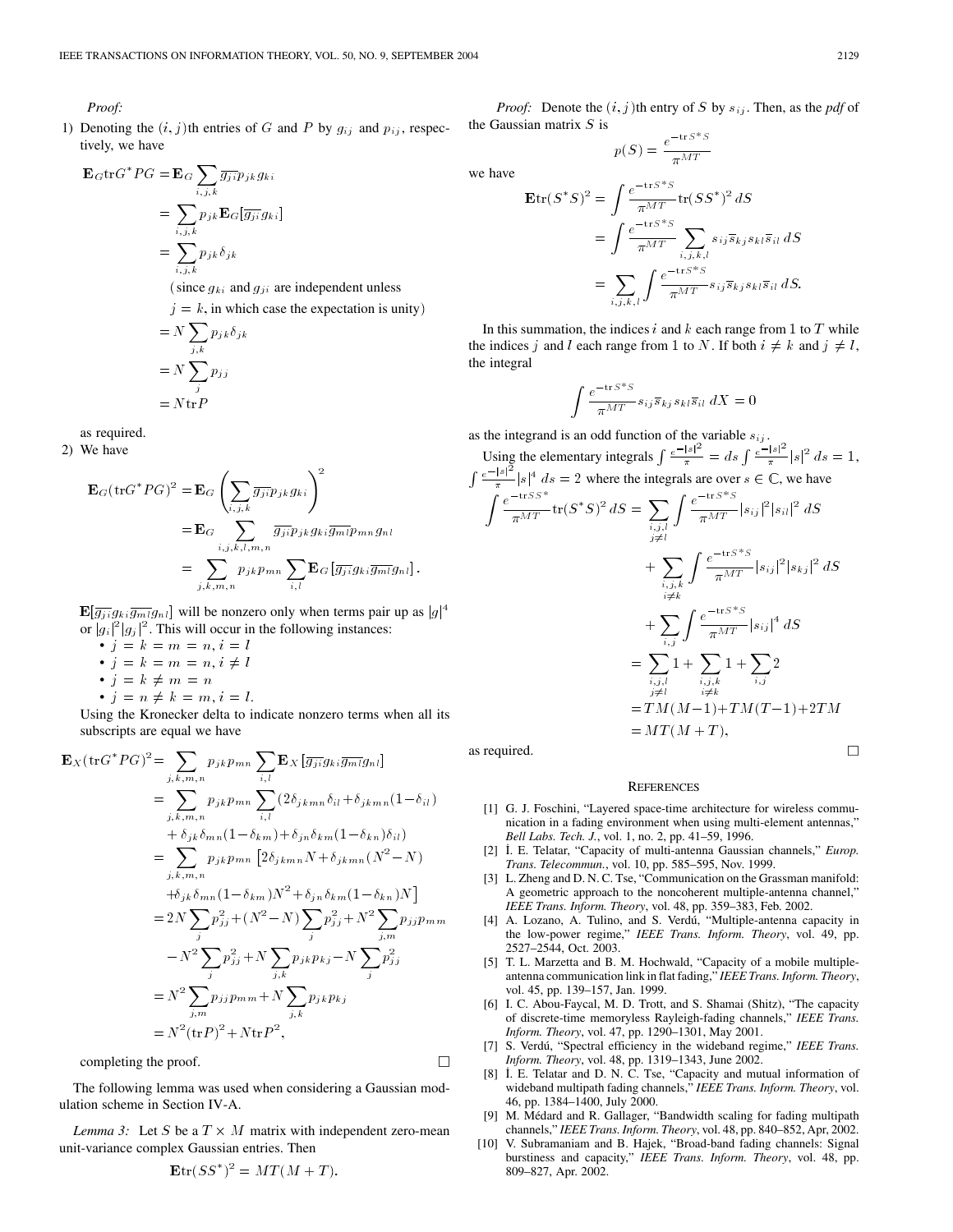*Proof:*

1) Denoting the $(i,j)$th entries of $G$ and $P$ by $g_{ij}$ and $p_{ij}$, respectively, we have

$$
\begin{aligned}
\mathbf{E}_G \mathrm{tr} G^* P G &= \mathbf{E}_G \sum_{i,j,k} \overline{g_{ji}} p_{jk} g_{ki} \\
&= \sum_{i,j,k} p_{jk} \mathbf{E}_G [\overline{g_{ji}} g_{ki}] \\
&= \sum_{i,j,k} p_{jk} \delta_{jk} \\
&\quad (\text{since } g_{ki} \text{ and } g_{ji} \text{ are independent unless} \\
&\quad j = k, \text{ in which case the expectation is unity}) \\
&= N \sum_{j,k} p_{jk} \delta_{jk} \\
&= N \sum_{j} p_{jj} \\
&= N \mathrm{tr} P
\end{aligned}
$$

as required.

2) We have

$$
\begin{aligned}
\mathbf{E}_G (\mathrm{tr} G^* P G)^2 &= \mathbf{E}_G \left( \sum_{i,j,k} \overline{g_{ji}} p_{jk} g_{ki} \right)^2 \\
&= \mathbf{E}_G \sum_{i,j,k,l,m,n} \overline{g_{ji}} p_{jk} g_{ki} \overline{g_{ml}} p_{mn} g_{nl} \\
&= \sum_{j,k,m,n} p_{jk} p_{mn} \sum_{i,l} \mathbf{E}_G \left[ \overline{g_{ji}} g_{ki} \overline{g_{ml}} g_{nl} \right].
\end{aligned}
$$

$\mathbf{E}[\overline{g_{ji}} g_{ki} \overline{g_{ml}} g_{nl}]$ will be nonzero only when terms pair up as $|g|^4$ or $|g_i|^2 |g_j|^2$. This will occur in the following instances:

- $j = k = m = n, i = l$
- $j = k = m = n, i \neq l$
- $j = k \neq m = n$
- $j = n \neq k = m, i = l$.

Using the Kronecker delta to indicate nonzero terms when all its subscripts are equal we have

$$
\begin{aligned}
\mathbf{E}_X (\mathrm{tr} G^* P G)^2 &= \sum_{j,k,m,n} p_{jk} p_{mn} \sum_{i,l} \mathbf{E}_X \left[ \overline{g_{ji}} g_{ki} \overline{g_{ml}} g_{nl} \right] \\
&= \sum_{j,k,m,n} p_{jk} p_{mn} \sum_{i,l} (2 \delta_{jkmn} \delta_{il} + \delta_{jkmn} (1 - \delta_{il}) \\
&\quad + \delta_{jk} \delta_{mn} (1 - \delta_{km}) + \delta_{jn} \delta_{km} (1 - \delta_{kn}) \delta_{il}) \\
&= \sum_{j,k,m,n} p_{jk} p_{mn} \left[ 2 \delta_{jkmn} N + \delta_{jkmn} (N^2 - N) \right. \\
&\quad \left. + \delta_{jk} \delta_{mn} (1 - \delta_{km}) N^2 + \delta_{jn} \delta_{km} (1 - \delta_{kn}) N \right] \\
&= 2N \sum_j p_{jj}^2 + (N^2 - N) \sum_j p_{jj}^2 + N^2 \sum_{j,m} p_{jj} p_{mm} \\
&\quad - N^2 \sum_j p_{jj}^2 + N \sum_{j,k} p_{jk} p_{kj} - N \sum_j p_{jj}^2 \\
&= N^2 \sum_{j,m} p_{jj} p_{mm} + N \sum_{j,k} p_{jk} p_{kj} \\
&= N^2 (\mathrm{tr} P)^2 + N \mathrm{tr} P^2,
\end{aligned}
$$

completing the proof. □

The following lemma was used when considering a Gaussian modulation scheme in Section IV-A.

*Lemma 3:* Let $S$ be a $T \times M$ matrix with independent zero-mean unit-variance complex Gaussian entries. Then

$$
\mathbf{E} \mathrm{tr} (S S^*)^2 = MT(M + T).
$$

*Proof:* Denote the $(i,j)$th entry of $S$ by $s_{ij}$. Then, as the *pdf* of the Gaussian matrix $S$ is

$$
p(S) = \frac{e^{-\mathrm{tr} S^* S}}{\pi^{MT}}
$$

we have

$$
\begin{aligned}
\mathbf{E} \mathrm{tr} (S^* S)^2 &= \int \frac{e^{-\mathrm{tr} S^* S}}{\pi^{MT}} \mathrm{tr} (S S^*)^2 \, dS \\
&= \int \frac{e^{-\mathrm{tr} S^* S}}{\pi^{MT}} \sum_{i,j,k,l} s_{ij} \overline{s}_{kj} s_{kl} \overline{s}_{il} \, dS \\
&= \sum_{i,j,k,l} \int \frac{e^{-\mathrm{tr} S^* S}}{\pi^{MT}} s_{ij} \overline{s}_{kj} s_{kl} \overline{s}_{il} \, dS.
\end{aligned}
$$

In this summation, the indices $i$ and $k$ each range from 1 to $T$ while the indices $j$ and $l$ each range from 1 to $N$. If both $i \neq k$ and $j \neq l$, the integral

$$
\int \frac{e^{-\mathrm{tr} S^* S}}{\pi^{MT}} s_{ij} \overline{s}_{kj} s_{kl} \overline{s}_{il} \, dX = 0
$$

as the integrand is an odd function of the variable $s_{ij}$.

Using the elementary integrals $\int \frac{e^{-|s|^2}}{\pi} = ds \int \frac{e^{-|s|^2}}{\pi} |s|^2 \, ds = 1$, $\int \frac{e^{-|s|^2}}{\pi} |s|^4 \, ds = 2$ where the integrals are over $s \in \mathbb{C}$, we have

$$
\begin{aligned}
\int \frac{e^{-\mathrm{tr} S S^*}}{\pi^{MT}} \mathrm{tr} (S^* S)^2 \, dS &= \sum_{\substack{i,j,l \\ j \neq l}} \int \frac{e^{-\mathrm{tr} S^* S}}{\pi^{MT}} |s_{ij}|^2 |s_{il}|^2 \, dS \\
&\quad + \sum_{\substack{i,j,k \\ i \neq k}} \int \frac{e^{-\mathrm{tr} S^* S}}{\pi^{MT}} |s_{ij}|^2 |s_{kj}|^2 \, dS \\
&\quad + \sum_{i,j} \int \frac{e^{-\mathrm{tr} S^* S}}{\pi^{MT}} |s_{ij}|^4 \, dS \\
&= \sum_{\substack{i,j,l \\ j \neq l}} 1 + \sum_{\substack{i,j,k \\ i \neq k}} 1 + \sum_{i,j} 2 \\
&= TM(M-1) + TM(T-1) + 2TM \\
&= MT(M+T),
\end{aligned}
$$

as required. □

## References

[1] G. J. Foschini, "Layered space-time architecture for wireless communication in a fading environment when using multi-element antennas," *Bell Labs. Tech. J.*, vol. 1, no. 2, pp. 41–59, 1996.

[2] İ. E. Telatar, "Capacity of multi-antenna Gaussian channels," *Europ. Trans. Telecommun.*, vol. 10, pp. 585–595, Nov. 1999.

[3] L. Zheng and D. N. C. Tse, "Communication on the Grassman manifold: A geometric approach to the noncoherent multiple-antenna channel," *IEEE Trans. Inform. Theory*, vol. 48, pp. 359–383, Feb. 2002.

[4] A. Lozano, A. Tulino, and S. Verdú, "Multiple-antenna capacity in the low-power regime," *IEEE Trans. Inform. Theory*, vol. 49, pp. 2527–2544, Oct. 2003.

[5] T. L. Marzetta and B. M. Hochwald, "Capacity of a mobile multiple-antenna communication link in flat fading," *IEEE Trans. Inform. Theory*, vol. 45, pp. 139–157, Jan. 1999.

[6] I. C. Abou-Faycal, M. D. Trott, and S. Shamai (Shitz), "The capacity of discrete-time memoryless Rayleigh-fading channels," *IEEE Trans. Inform. Theory*, vol. 47, pp. 1290–1301, May 2001.

[7] S. Verdú, "Spectral efficiency in the wideband regime," *IEEE Trans. Inform. Theory*, vol. 48, pp. 1319–1343, June 2002.

[8] İ. E. Telatar and D. N. C. Tse, "Capacity and mutual information of wideband multipath fading channels," *IEEE Trans. Inform. Theory*, vol. 46, pp. 1384–1400, July 2000.

[9] M. Médard and R. Gallager, "Bandwidth scaling for fading multipath channels," *IEEE Trans. Inform. Theory*, vol. 48, pp. 840–852, Apr, 2002.

[10] V. Subramaniam and B. Hajek, "Broad-band fading channels: Signal burstiness and capacity," *IEEE Trans. Inform. Theory*, vol. 48, pp. 809–827, Apr. 2002.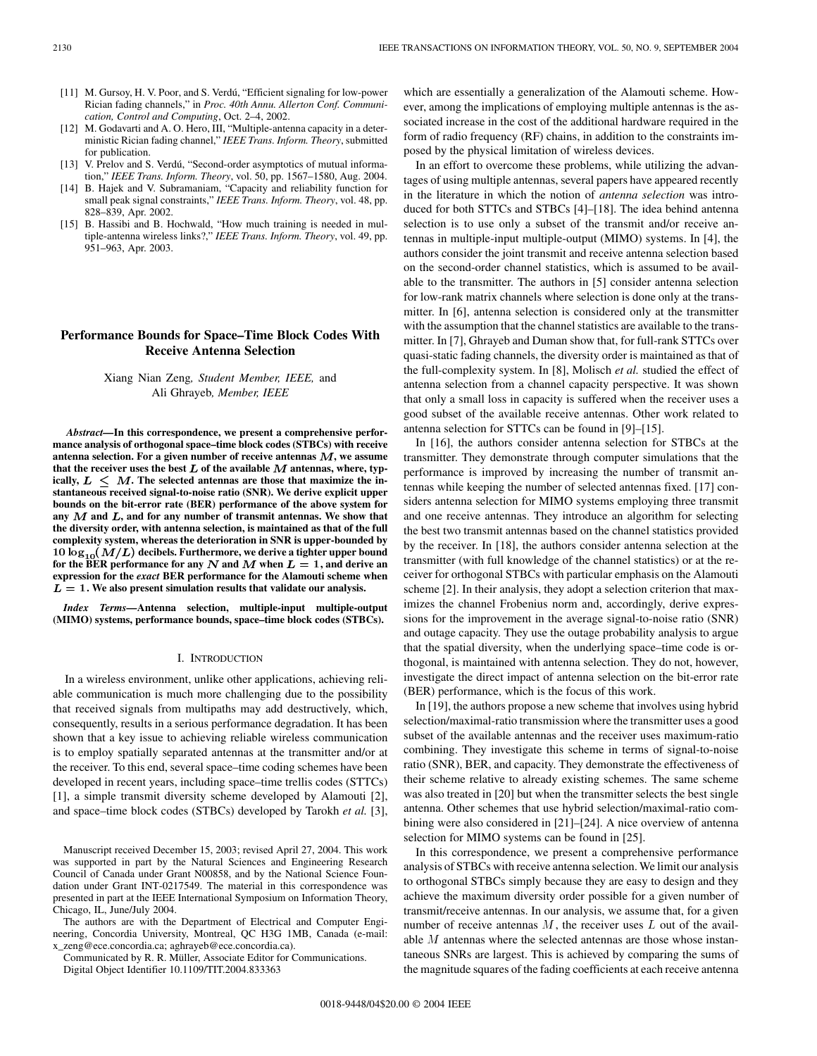[11] M. Gursoy, H. V. Poor, and S. Verdú, "Efficient signaling for low-power Rician fading channels," in *Proc. 40th Annu. Allerton Conf. Communication, Control and Computing*, Oct. 2–4, 2002.

[12] M. Godavarti and A. O. Hero, III, "Multiple-antenna capacity in a deterministic Rician fading channel," *IEEE Trans. Inform. Theory*, submitted for publication.

[13] V. Prelov and S. Verdú, "Second-order asymptotics of mutual information," *IEEE Trans. Inform. Theory*, vol. 50, pp. 1567–1580, Aug. 2004.

[14] B. Hajek and V. Subramaniam, "Capacity and reliability function for small peak signal constraints," *IEEE Trans. Inform. Theory*, vol. 48, pp. 828–839, Apr. 2002.

[15] B. Hassibi and B. Hochwald, "How much training is needed in multiple-antenna wireless links?," *IEEE Trans. Inform. Theory*, vol. 49, pp. 951–963, Apr. 2003.

# Performance Bounds for Space–Time Block Codes With Receive Antenna Selection

Xiang Nian Zeng, *Student Member, IEEE,* and Ali Ghrayeb, *Member, IEEE*

***Abstract*—In this correspondence, we present a comprehensive performance analysis of orthogonal space–time block codes (STBCs) with receive antenna selection. For a given number of receive antennas $M$, we assume that the receiver uses the best $L$ of the available $M$ antennas, where, typically, $L \leq M$. The selected antennas are those that maximize the instantaneous received signal-to-noise ratio (SNR). We derive explicit upper bounds on the bit-error rate (BER) performance of the above system for any $M$ and $L$, and for any number of transmit antennas. We show that the diversity order, with antenna selection, is maintained as that of the full complexity system, whereas the deterioration in SNR is upper-bounded by $10\log_{10}(M/L)$ decibels. Furthermore, we derive a tighter upper bound for the BER performance for any $N$ and $M$ when $L = 1$, and derive an expression for the *exact* BER performance for the Alamouti scheme when $L = 1$. We also present simulation results that validate our analysis.**

***Index Terms*—Antenna selection, multiple-input multiple-output (MIMO) systems, performance bounds, space–time block codes (STBCs).**

## I. Introduction

In a wireless environment, unlike other applications, achieving reliable communication is much more challenging due to the possibility that received signals from multipaths may add destructively, which, consequently, results in a serious performance degradation. It has been shown that a key issue to achieving reliable wireless communication is to employ spatially separated antennas at the transmitter and/or at the receiver. To this end, several space–time coding schemes have been developed in recent years, including space–time trellis codes (STTCs) [1], a simple transmit diversity scheme developed by Alamouti [2], and space–time block codes (STBCs) developed by Tarokh *et al.* [3], which are essentially a generalization of the Alamouti scheme. However, among the implications of employing multiple antennas is the associated increase in the cost of the additional hardware required in the form of radio frequency (RF) chains, in addition to the constraints imposed by the physical limitation of wireless devices.

Manuscript received December 15, 2003; revised April 27, 2004. This work was supported in part by the Natural Sciences and Engineering Research Council of Canada under Grant N00858, and by the National Science Foundation under Grant INT-0217549. The material in this correspondence was presented in part at the IEEE International Symposium on Information Theory, Chicago, IL, June/July 2004.

The authors are with the Department of Electrical and Computer Engineering, Concordia University, Montreal, QC H3G 1MB, Canada (e-mail: x_zeng@ece.concordia.ca; aghrayeb@ece.concordia.ca).

Communicated by R. R. Müller, Associate Editor for Communications.

Digital Object Identifier 10.1109/TIT.2004.833363

In an effort to overcome these problems, while utilizing the advantages of using multiple antennas, several papers have appeared recently in the literature in which the notion of *antenna selection* was introduced for both STTCs and STBCs [4]–[18]. The idea behind antenna selection is to use only a subset of the transmit and/or receive antennas in multiple-input multiple-output (MIMO) systems. In [4], the authors consider the joint transmit and receive antenna selection based on the second-order channel statistics, which is assumed to be available to the transmitter. The authors in [5] consider antenna selection for low-rank matrix channels where selection is done only at the transmitter. In [6], antenna selection is considered only at the transmitter with the assumption that the channel statistics are available to the transmitter. In [7], Ghrayeb and Duman show that, for full-rank STTCs over quasi-static fading channels, the diversity order is maintained as that of the full-complexity system. In [8], Molisch *et al.* studied the effect of antenna selection from a channel capacity perspective. It was shown that only a small loss in capacity is suffered when the receiver uses a good subset of the available receive antennas. Other work related to antenna selection for STTCs can be found in [9]–[15].

In [16], the authors consider antenna selection for STBCs at the transmitter. They demonstrate through computer simulations that the performance is improved by increasing the number of transmit antennas while keeping the number of selected antennas fixed. [17] considers antenna selection for MIMO systems employing three transmit and one receive antennas. They introduce an algorithm for selecting the best two transmit antennas based on the channel statistics provided by the receiver. In [18], the authors consider antenna selection at the transmitter (with full knowledge of the channel statistics) or at the receiver for orthogonal STBCs with particular emphasis on the Alamouti scheme [2]. In their analysis, they adopt a selection criterion that maximizes the channel Frobenius norm and, accordingly, derive expressions for the improvement in the average signal-to-noise ratio (SNR) and outage capacity. They use the outage probability analysis to argue that the spatial diversity, when the underlying space–time code is orthogonal, is maintained with antenna selection. They do not, however, investigate the direct impact of antenna selection on the bit-error rate (BER) performance, which is the focus of this work.

In [19], the authors propose a new scheme that involves using hybrid selection/maximal-ratio transmission where the transmitter uses a good subset of the available antennas and the receiver uses maximum-ratio combining. They investigate this scheme in terms of signal-to-noise ratio (SNR), BER, and capacity. They demonstrate the effectiveness of their scheme relative to already existing schemes. The same scheme was also treated in [20] but when the transmitter selects the best single antenna. Other schemes that use hybrid selection/maximal-ratio combining were also considered in [21]–[24]. A nice overview of antenna selection for MIMO systems can be found in [25].

In this correspondence, we present a comprehensive performance analysis of STBCs with receive antenna selection. We limit our analysis to orthogonal STBCs simply because they are easy to design and they achieve the maximum diversity order possible for a given number of transmit/receive antennas. In our analysis, we assume that, for a given number of receive antennas $M$, the receiver uses $L$ out of the available $M$ antennas where the selected antennas are those whose instantaneous SNRs are largest. This is achieved by comparing the sums of the magnitude squares of the fading coefficients at each receive antenna